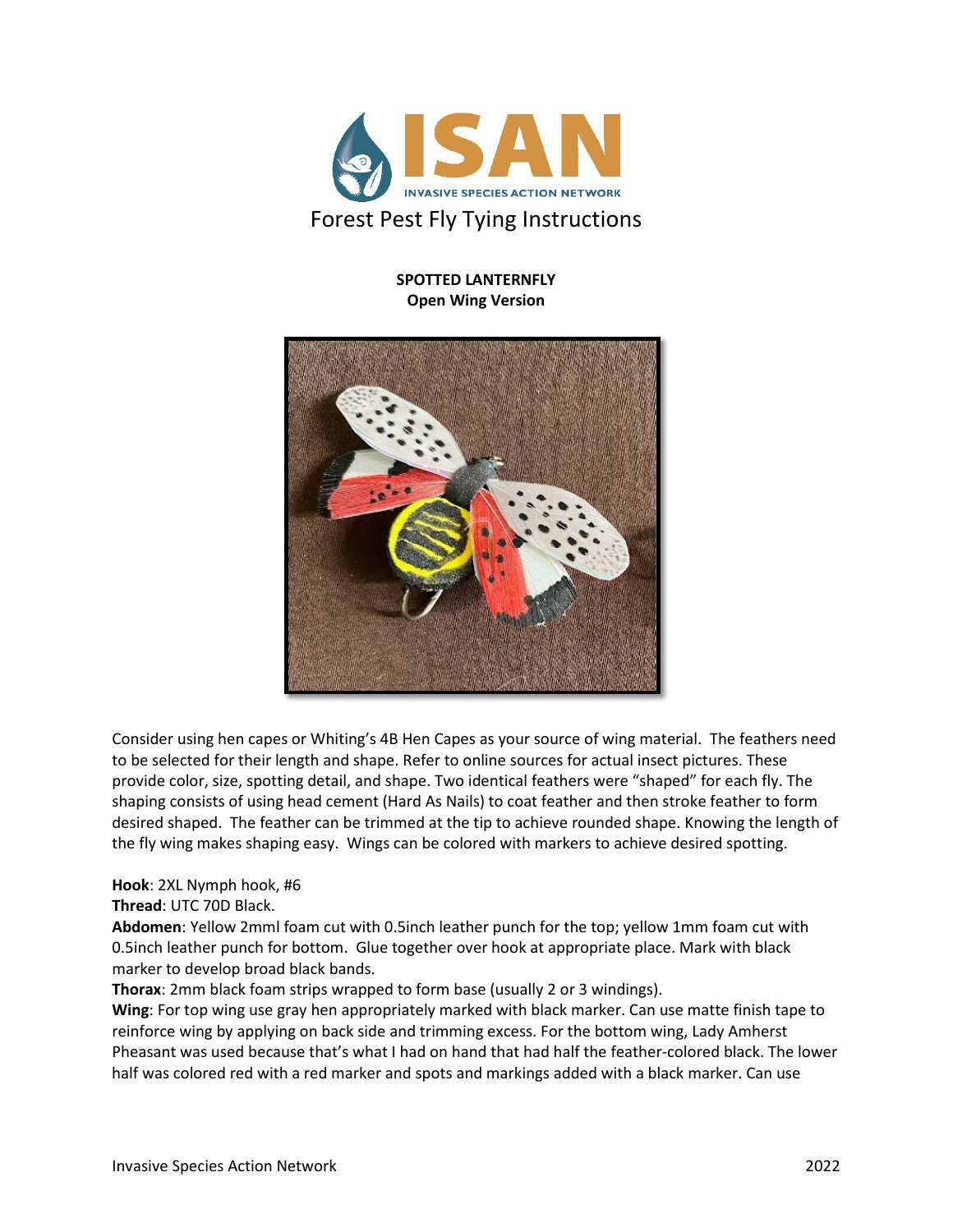# Forest Pest Fly Tying Instructions

**SPOTTED LANTERNFLY**
**Open Wing Version**

Consider using hen capes or Whiting's 4B Hen Capes as your source of wing material. The feathers need to be selected for their length and shape. Refer to online sources for actual insect pictures. These provide color, size, spotting detail, and shape. Two identical feathers were "shaped" for each fly. The shaping consists of using head cement (Hard As Nails) to coat feather and then stroke feather to form desired shaped. The feather can be trimmed at the tip to achieve rounded shape. Knowing the length of the fly wing makes shaping easy. Wings can be colored with markers to achieve desired spotting.

**Hook**: 2XL Nymph hook, #6
**Thread**: UTC 70D Black.
**Abdomen**: Yellow 2mml foam cut with 0.5inch leather punch for the top; yellow 1mm foam cut with 0.5inch leather punch for bottom. Glue together over hook at appropriate place. Mark with black marker to develop broad black bands.
**Thorax**: 2mm black foam strips wrapped to form base (usually 2 or 3 windings).
**Wing**: For top wing use gray hen appropriately marked with black marker. Can use matte finish tape to reinforce wing by applying on back side and trimming excess. For the bottom wing, Lady Amherst Pheasant was used because that's what I had on hand that had half the feather-colored black. The lower half was colored red with a red marker and spots and markings added with a black marker. Can use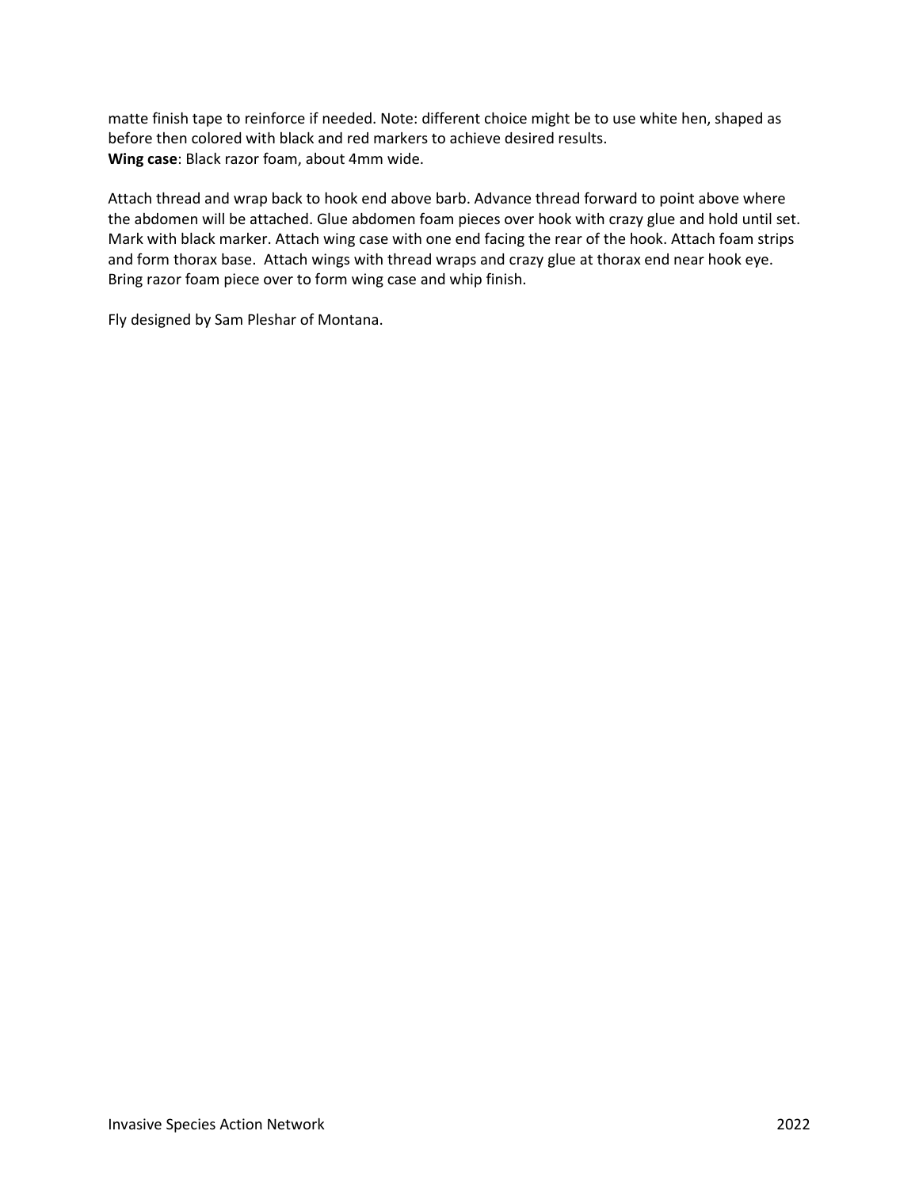matte finish tape to reinforce if needed. Note: different choice might be to use white hen, shaped as before then colored with black and red markers to achieve desired results.
**Wing case**: Black razor foam, about 4mm wide.

Attach thread and wrap back to hook end above barb. Advance thread forward to point above where the abdomen will be attached. Glue abdomen foam pieces over hook with crazy glue and hold until set. Mark with black marker. Attach wing case with one end facing the rear of the hook. Attach foam strips and form thorax base. Attach wings with thread wraps and crazy glue at thorax end near hook eye. Bring razor foam piece over to form wing case and whip finish.

Fly designed by Sam Pleshar of Montana.